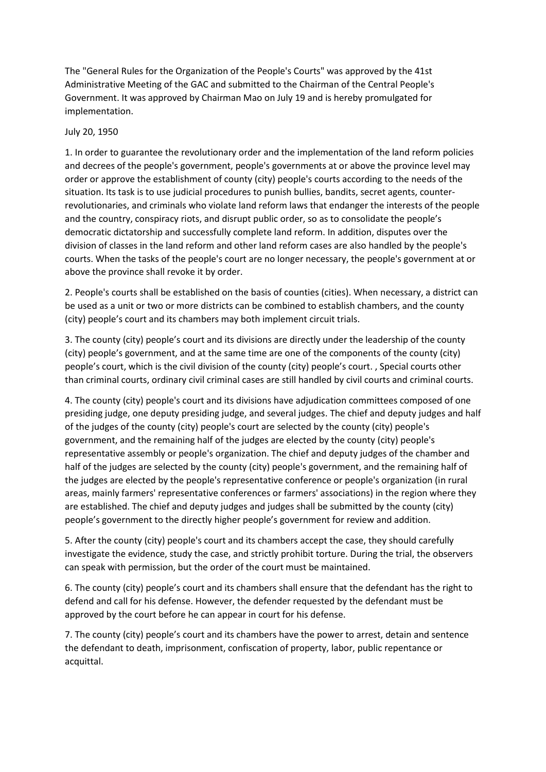The "General Rules for the Organization of the People's Courts" was approved by the 41st Administrative Meeting of the GAC and submitted to the Chairman of the Central People's Government. It was approved by Chairman Mao on July 19 and is hereby promulgated for implementation.

July 20, 1950

1. In order to guarantee the revolutionary order and the implementation of the land reform policies and decrees of the people's government, people's governments at or above the province level may order or approve the establishment of county (city) people's courts according to the needs of the situation. Its task is to use judicial procedures to punish bullies, bandits, secret agents, counter-revolutionaries, and criminals who violate land reform laws that endanger the interests of the people and the country, conspiracy riots, and disrupt public order, so as to consolidate the people's democratic dictatorship and successfully complete land reform. In addition, disputes over the division of classes in the land reform and other land reform cases are also handled by the people's courts. When the tasks of the people's court are no longer necessary, the people's government at or above the province shall revoke it by order.

2. People's courts shall be established on the basis of counties (cities). When necessary, a district can be used as a unit or two or more districts can be combined to establish chambers, and the county (city) people's court and its chambers may both implement circuit trials.

3. The county (city) people's court and its divisions are directly under the leadership of the county (city) people's government, and at the same time are one of the components of the county (city) people's court, which is the civil division of the county (city) people's court. , Special courts other than criminal courts, ordinary civil criminal cases are still handled by civil courts and criminal courts.

4. The county (city) people's court and its divisions have adjudication committees composed of one presiding judge, one deputy presiding judge, and several judges. The chief and deputy judges and half of the judges of the county (city) people's court are selected by the county (city) people's government, and the remaining half of the judges are elected by the county (city) people's representative assembly or people's organization. The chief and deputy judges of the chamber and half of the judges are selected by the county (city) people's government, and the remaining half of the judges are elected by the people's representative conference or people's organization (in rural areas, mainly farmers' representative conferences or farmers' associations) in the region where they are established. The chief and deputy judges and judges shall be submitted by the county (city) people's government to the directly higher people's government for review and addition.

5. After the county (city) people's court and its chambers accept the case, they should carefully investigate the evidence, study the case, and strictly prohibit torture. During the trial, the observers can speak with permission, but the order of the court must be maintained.

6. The county (city) people's court and its chambers shall ensure that the defendant has the right to defend and call for his defense. However, the defender requested by the defendant must be approved by the court before he can appear in court for his defense.

7. The county (city) people's court and its chambers have the power to arrest, detain and sentence the defendant to death, imprisonment, confiscation of property, labor, public repentance or acquittal.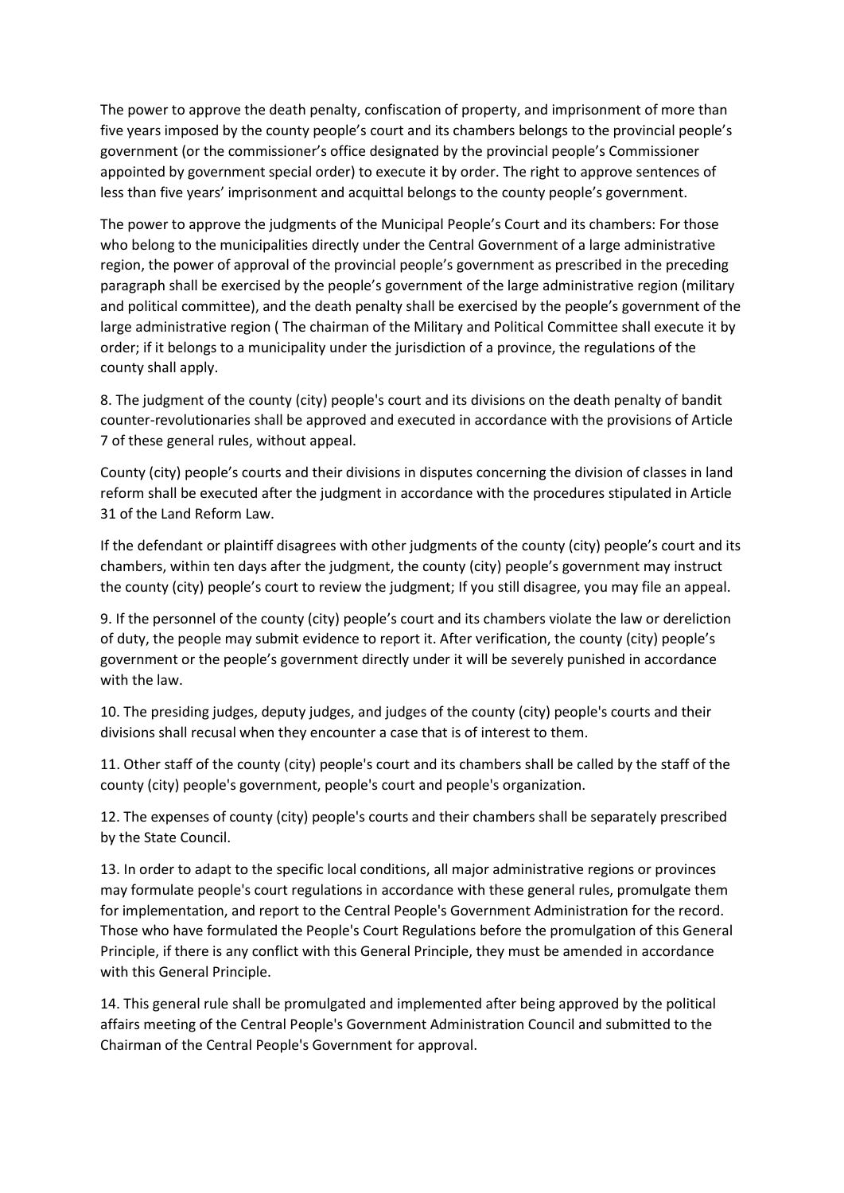The power to approve the death penalty, confiscation of property, and imprisonment of more than five years imposed by the county people's court and its chambers belongs to the provincial people's government (or the commissioner's office designated by the provincial people's Commissioner appointed by government special order) to execute it by order. The right to approve sentences of less than five years' imprisonment and acquittal belongs to the county people's government.

The power to approve the judgments of the Municipal People's Court and its chambers: For those who belong to the municipalities directly under the Central Government of a large administrative region, the power of approval of the provincial people's government as prescribed in the preceding paragraph shall be exercised by the people's government of the large administrative region (military and political committee), and the death penalty shall be exercised by the people's government of the large administrative region ( The chairman of the Military and Political Committee shall execute it by order; if it belongs to a municipality under the jurisdiction of a province, the regulations of the county shall apply.

8. The judgment of the county (city) people's court and its divisions on the death penalty of bandit counter-revolutionaries shall be approved and executed in accordance with the provisions of Article 7 of these general rules, without appeal.

County (city) people's courts and their divisions in disputes concerning the division of classes in land reform shall be executed after the judgment in accordance with the procedures stipulated in Article 31 of the Land Reform Law.

If the defendant or plaintiff disagrees with other judgments of the county (city) people's court and its chambers, within ten days after the judgment, the county (city) people's government may instruct the county (city) people's court to review the judgment; If you still disagree, you may file an appeal.

9. If the personnel of the county (city) people's court and its chambers violate the law or dereliction of duty, the people may submit evidence to report it. After verification, the county (city) people's government or the people's government directly under it will be severely punished in accordance with the law.

10. The presiding judges, deputy judges, and judges of the county (city) people's courts and their divisions shall recusal when they encounter a case that is of interest to them.

11. Other staff of the county (city) people's court and its chambers shall be called by the staff of the county (city) people's government, people's court and people's organization.

12. The expenses of county (city) people's courts and their chambers shall be separately prescribed by the State Council.

13. In order to adapt to the specific local conditions, all major administrative regions or provinces may formulate people's court regulations in accordance with these general rules, promulgate them for implementation, and report to the Central People's Government Administration for the record. Those who have formulated the People's Court Regulations before the promulgation of this General Principle, if there is any conflict with this General Principle, they must be amended in accordance with this General Principle.

14. This general rule shall be promulgated and implemented after being approved by the political affairs meeting of the Central People's Government Administration Council and submitted to the Chairman of the Central People's Government for approval.